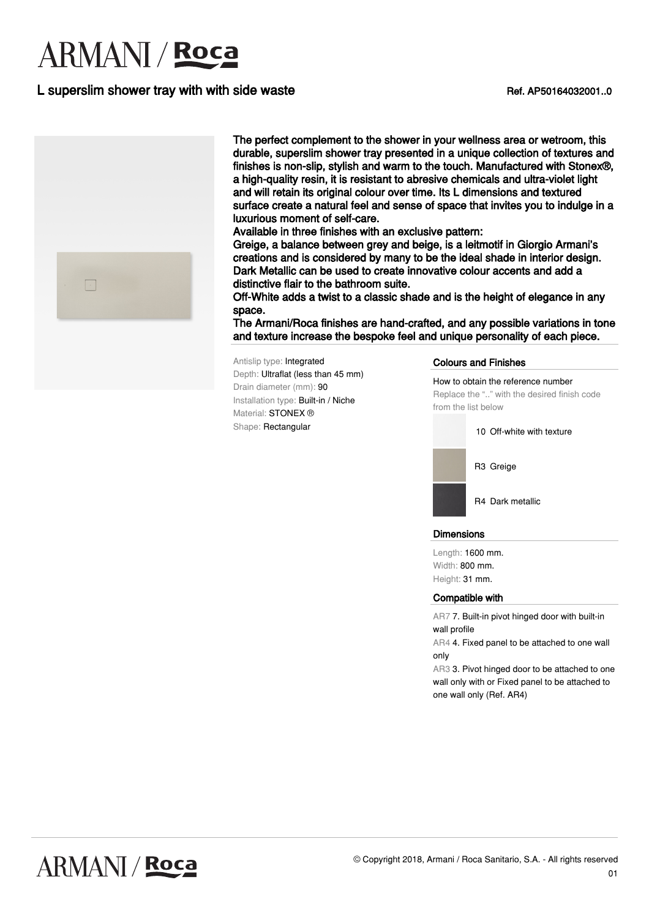# ARMANI / Roca

## L superslim shower tray with with side waste

Ref. AP50164032001..0

**The perfect complement to the shower in your wellness area or wetroom, this durable, superslim shower tray presented in a unique collection of textures and finishes is non-slip, stylish and warm to the touch. Manufactured with Stonex®, a high-quality resin, it is resistant to abresive chemicals and ultra-violet light and will retain its original colour over time. Its L dimensions and textured surface create a natural feel and sense of space that invites you to indulge in a luxurious moment of self-care.**
**Available in three finishes with an exclusive pattern:**
**Greige, a balance between grey and beige, is a leitmotif in Giorgio Armani's creations and is considered by many to be the ideal shade in interior design.**
**Dark Metallic can be used to create innovative colour accents and add a distinctive flair to the bathroom suite.**
**Off-White adds a twist to a classic shade and is the height of elegance in any space.**
**The Armani/Roca finishes are hand-crafted, and any possible variations in tone and texture increase the bespoke feel and unique personality of each piece.**

Antislip type: Integrated
Depth: Ultraflat (less than 45 mm)
Drain diameter (mm): 90
Installation type: Built-in / Niche
Material: STONEX ®
Shape: Rectangular

### Colours and Finishes

How to obtain the reference number
Replace the ".." with the desired finish code from the list below

- 10 Off-white with texture
- R3 Greige
- R4 Dark metallic

### Dimensions

Length: 1600 mm.
Width: 800 mm.
Height: 31 mm.

### Compatible with

AR7 7. Built-in pivot hinged door with built-in wall profile
AR4 4. Fixed panel to be attached to one wall only
AR3 3. Pivot hinged door to be attached to one wall only with or Fixed panel to be attached to one wall only (Ref. AR4)

© Copyright 2018, Armani / Roca Sanitario, S.A. - All rights reserved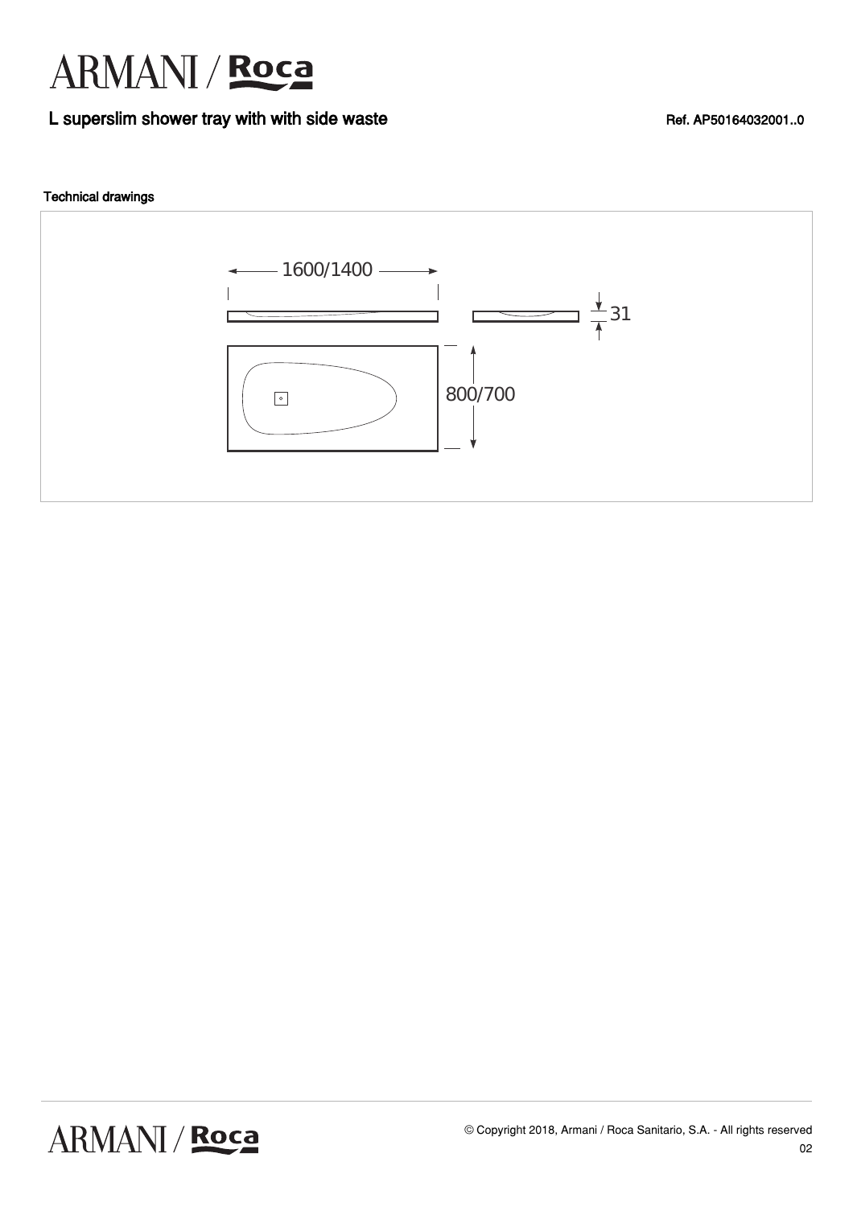# ARMANI / Roca

## L superslim shower tray with with side waste

Ref. AP50164032001..0

### Technical drawings

1600/1400

31

800/700

© Copyright 2018, Armani / Roca Sanitario, S.A. - All rights reserved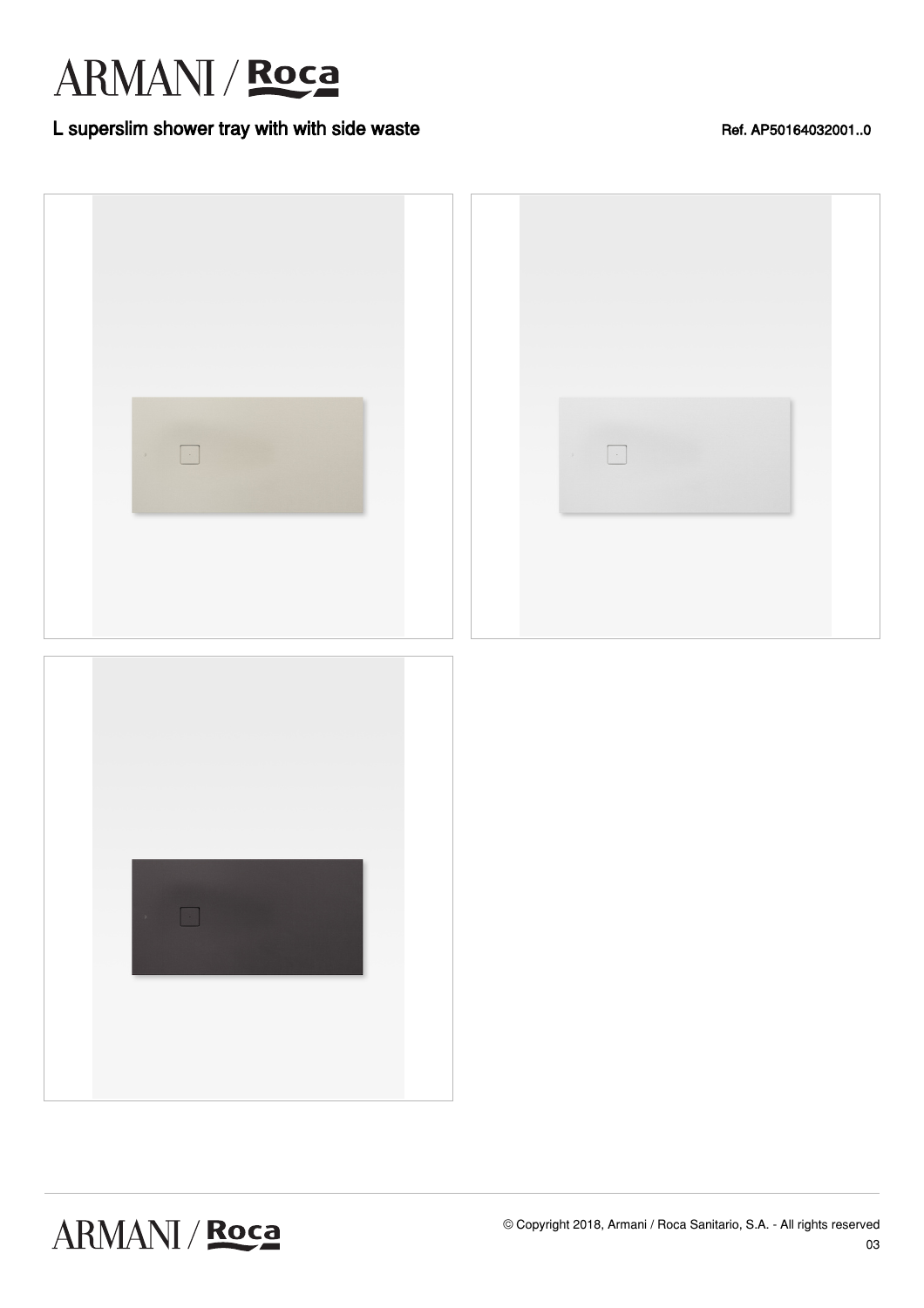# ARMANI / Roca

## L superslim shower tray with with side waste

Ref. AP50164032001..0

© Copyright 2018, Armani / Roca Sanitario, S.A. - All rights reserved